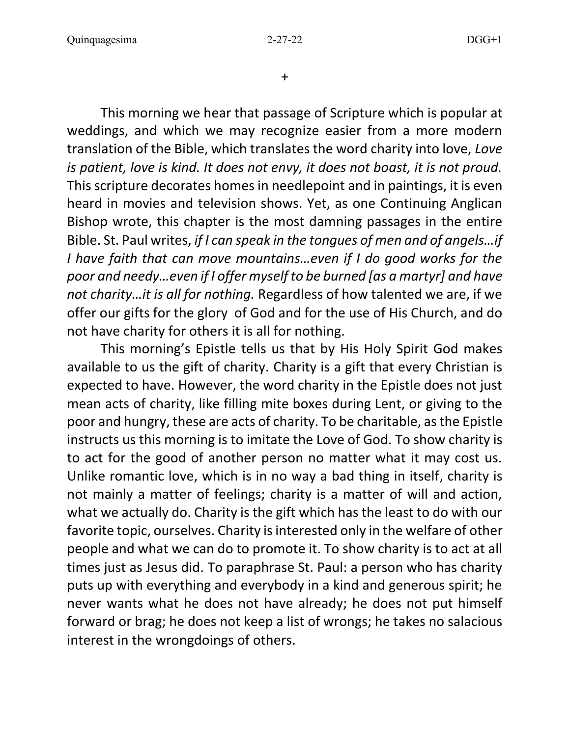+

This morning we hear that passage of Scripture which is popular at weddings, and which we may recognize easier from a more modern translation of the Bible, which translates the word charity into love, *Love is patient, love is kind. It does not envy, it does not boast, it is not proud.* This scripture decorates homes in needlepoint and in paintings, it is even heard in movies and television shows. Yet, as one Continuing Anglican Bishop wrote, this chapter is the most damning passages in the entire Bible. St. Paul writes, *if I can speak in the tongues of men and of angels…if I have faith that can move mountains…even if I do good works for the poor and needy…even if I offer myself to be burned [as a martyr] and have not charity…it is all for nothing.* Regardless of how talented we are, if we offer our gifts for the glory of God and for the use of His Church, and do not have charity for others it is all for nothing.

This morning's Epistle tells us that by His Holy Spirit God makes available to us the gift of charity. Charity is a gift that every Christian is expected to have. However, the word charity in the Epistle does not just mean acts of charity, like filling mite boxes during Lent, or giving to the poor and hungry, these are acts of charity. To be charitable, as the Epistle instructs us this morning is to imitate the Love of God. To show charity is to act for the good of another person no matter what it may cost us. Unlike romantic love, which is in no way a bad thing in itself, charity is not mainly a matter of feelings; charity is a matter of will and action, what we actually do. Charity is the gift which has the least to do with our favorite topic, ourselves. Charity is interested only in the welfare of other people and what we can do to promote it. To show charity is to act at all times just as Jesus did. To paraphrase St. Paul: a person who has charity puts up with everything and everybody in a kind and generous spirit; he never wants what he does not have already; he does not put himself forward or brag; he does not keep a list of wrongs; he takes no salacious interest in the wrongdoings of others.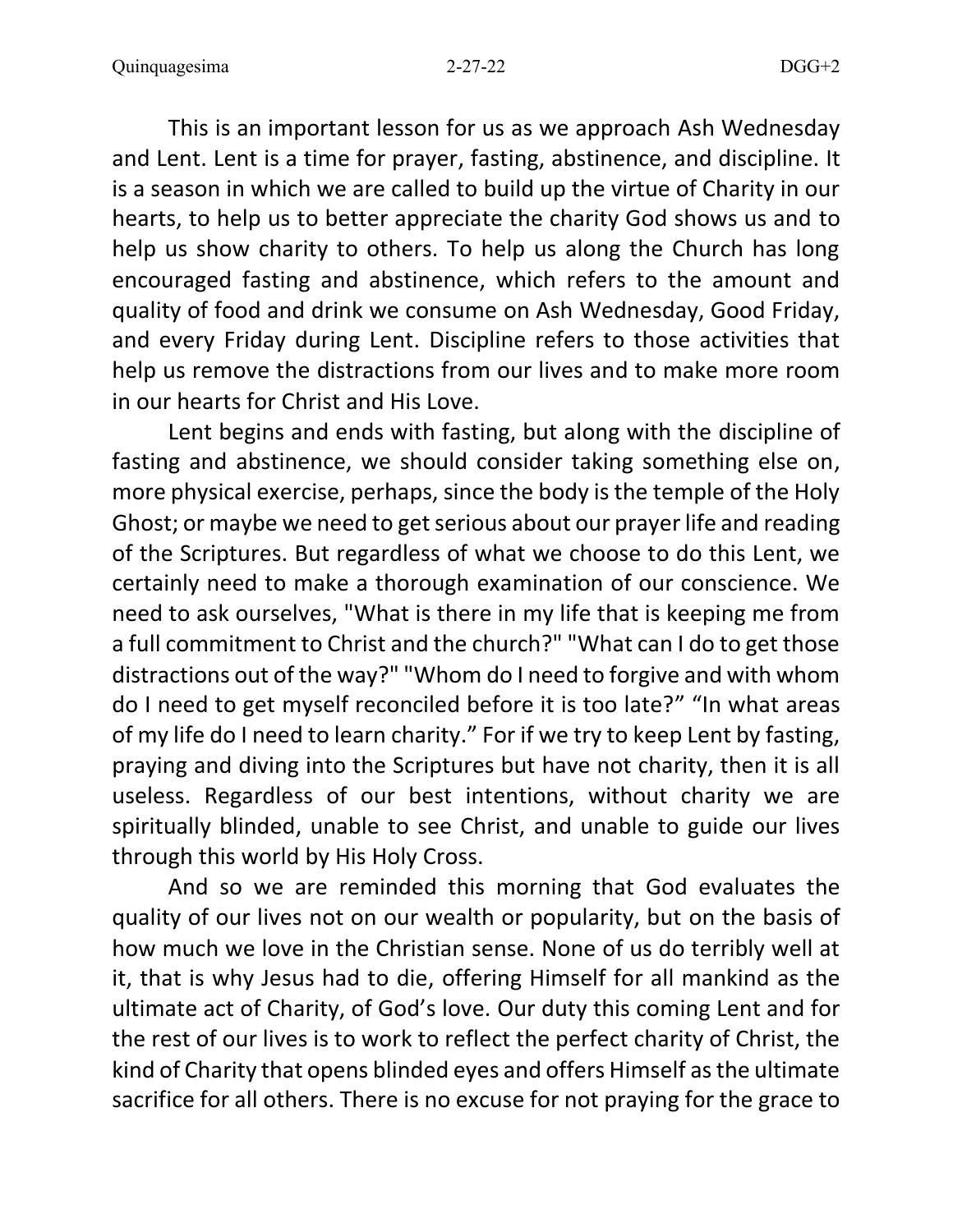This is an important lesson for us as we approach Ash Wednesday and Lent. Lent is a time for prayer, fasting, abstinence, and discipline. It is a season in which we are called to build up the virtue of Charity in our hearts, to help us to better appreciate the charity God shows us and to help us show charity to others. To help us along the Church has long encouraged fasting and abstinence, which refers to the amount and quality of food and drink we consume on Ash Wednesday, Good Friday, and every Friday during Lent. Discipline refers to those activities that help us remove the distractions from our lives and to make more room in our hearts for Christ and His Love.

Lent begins and ends with fasting, but along with the discipline of fasting and abstinence, we should consider taking something else on, more physical exercise, perhaps, since the body is the temple of the Holy Ghost; or maybe we need to get serious about our prayer life and reading of the Scriptures. But regardless of what we choose to do this Lent, we certainly need to make a thorough examination of our conscience. We need to ask ourselves, "What is there in my life that is keeping me from a full commitment to Christ and the church?" "What can I do to get those distractions out of the way?" "Whom do I need to forgive and with whom do I need to get myself reconciled before it is too late?" "In what areas of my life do I need to learn charity." For if we try to keep Lent by fasting, praying and diving into the Scriptures but have not charity, then it is all useless. Regardless of our best intentions, without charity we are spiritually blinded, unable to see Christ, and unable to guide our lives through this world by His Holy Cross.

And so we are reminded this morning that God evaluates the quality of our lives not on our wealth or popularity, but on the basis of how much we love in the Christian sense. None of us do terribly well at it, that is why Jesus had to die, offering Himself for all mankind as the ultimate act of Charity, of God's love. Our duty this coming Lent and for the rest of our lives is to work to reflect the perfect charity of Christ, the kind of Charity that opens blinded eyes and offers Himself as the ultimate sacrifice for all others. There is no excuse for not praying for the grace to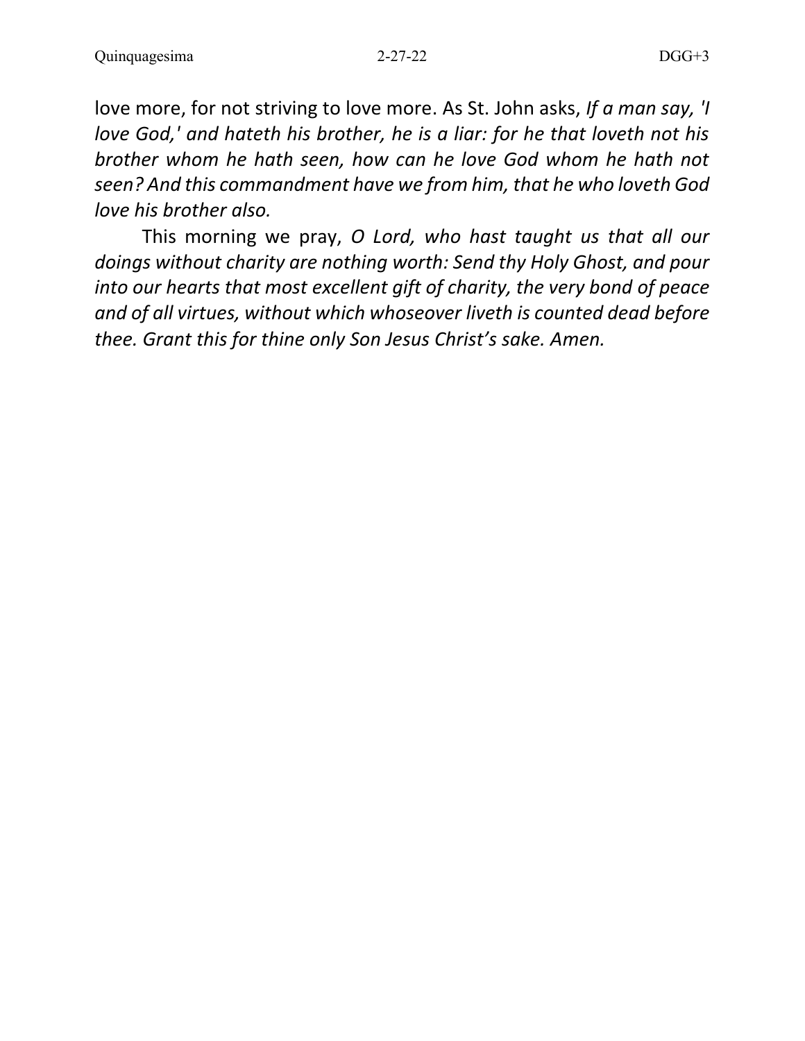love more, for not striving to love more. As St. John asks, *If a man say, 'I love God,' and hateth his brother, he is a liar: for he that loveth not his brother whom he hath seen, how can he love God whom he hath not seen? And this commandment have we from him, that he who loveth God love his brother also.*

This morning we pray, *O Lord, who hast taught us that all our doings without charity are nothing worth: Send thy Holy Ghost, and pour into our hearts that most excellent gift of charity, the very bond of peace and of all virtues, without which whosoever liveth is counted dead before thee. Grant this for thine only Son Jesus Christ's sake. Amen.*